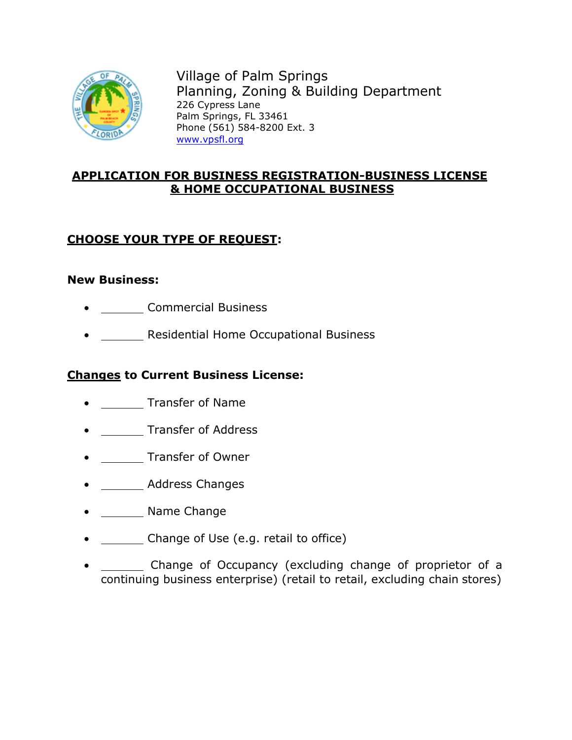Village of Palm Springs
Planning, Zoning & Building Department
226 Cypress Lane
Palm Springs, FL 33461
Phone (561) 584-8200 Ext. 3
www.vpsfl.org

# APPLICATION FOR BUSINESS REGISTRATION-BUSINESS LICENSE & HOME OCCUPATIONAL BUSINESS

## CHOOSE YOUR TYPE OF REQUEST:

**New Business:**

- _______ Commercial Business
- _______ Residential Home Occupational Business

**Changes to Current Business License:**

- _______ Transfer of Name
- _______ Transfer of Address
- _______ Transfer of Owner
- _______ Address Changes
- _______ Name Change
- _______ Change of Use (e.g. retail to office)
- _______ Change of Occupancy (excluding change of proprietor of a continuing business enterprise) (retail to retail, excluding chain stores)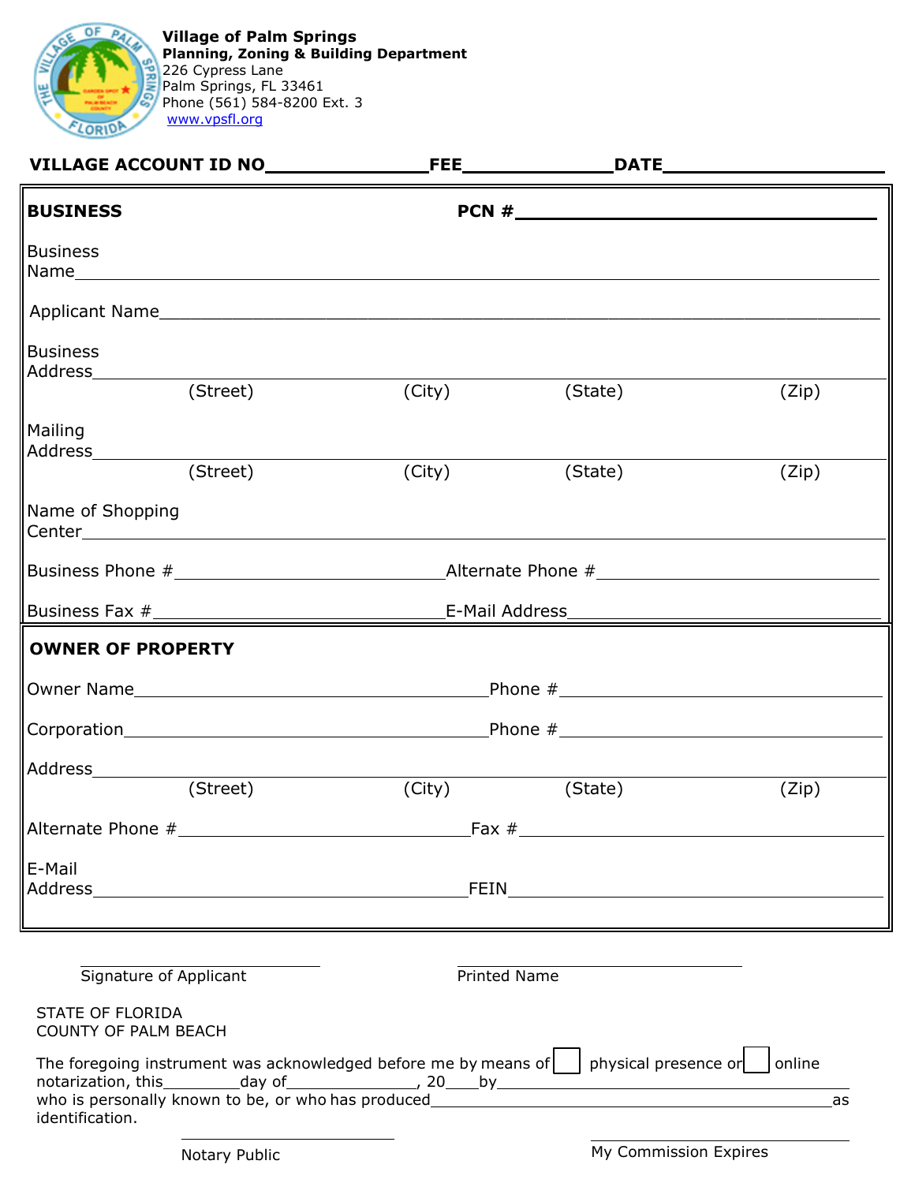**Village of Palm Springs**
**Planning, Zoning & Building Department**
226 Cypress Lane
Palm Springs, FL 33461
Phone (561) 584-8200 Ext. 3
www.vpsfl.org

**VILLAGE ACCOUNT ID NO**_______________**FEE**______________**DATE**____________________

**BUSINESS** **PCN #**_______________________________

Business Name_______________________________________________

Applicant Name_______________________________________________

Business Address_______________________________________________
(Street) (City) (State) (Zip)

Mailing Address_______________________________________________
(Street) (City) (State) (Zip)

Name of Shopping Center_______________________________________________

Business Phone #__________________________ Alternate Phone #__________________________

Business Fax #__________________________ E-Mail Address__________________________

**OWNER OF PROPERTY**

Owner Name__________________________ Phone #__________________________

Corporation__________________________ Phone #__________________________

Address_______________________________________________
(Street) (City) (State) (Zip)

Alternate Phone #__________________________ Fax #__________________________

E-Mail Address__________________________ FEIN__________________________

_________________________ _________________________
Signature of Applicant Printed Name

STATE OF FLORIDA
COUNTY OF PALM BEACH

The foregoing instrument was acknowledged before me by means of ☐ physical presence or ☐ online notarization, this_________day of_______________, 20____by__________________________________ who is personally known to be, or who has produced__________________________________as identification.

_________________________ _________________________
Notary Public My Commission Expires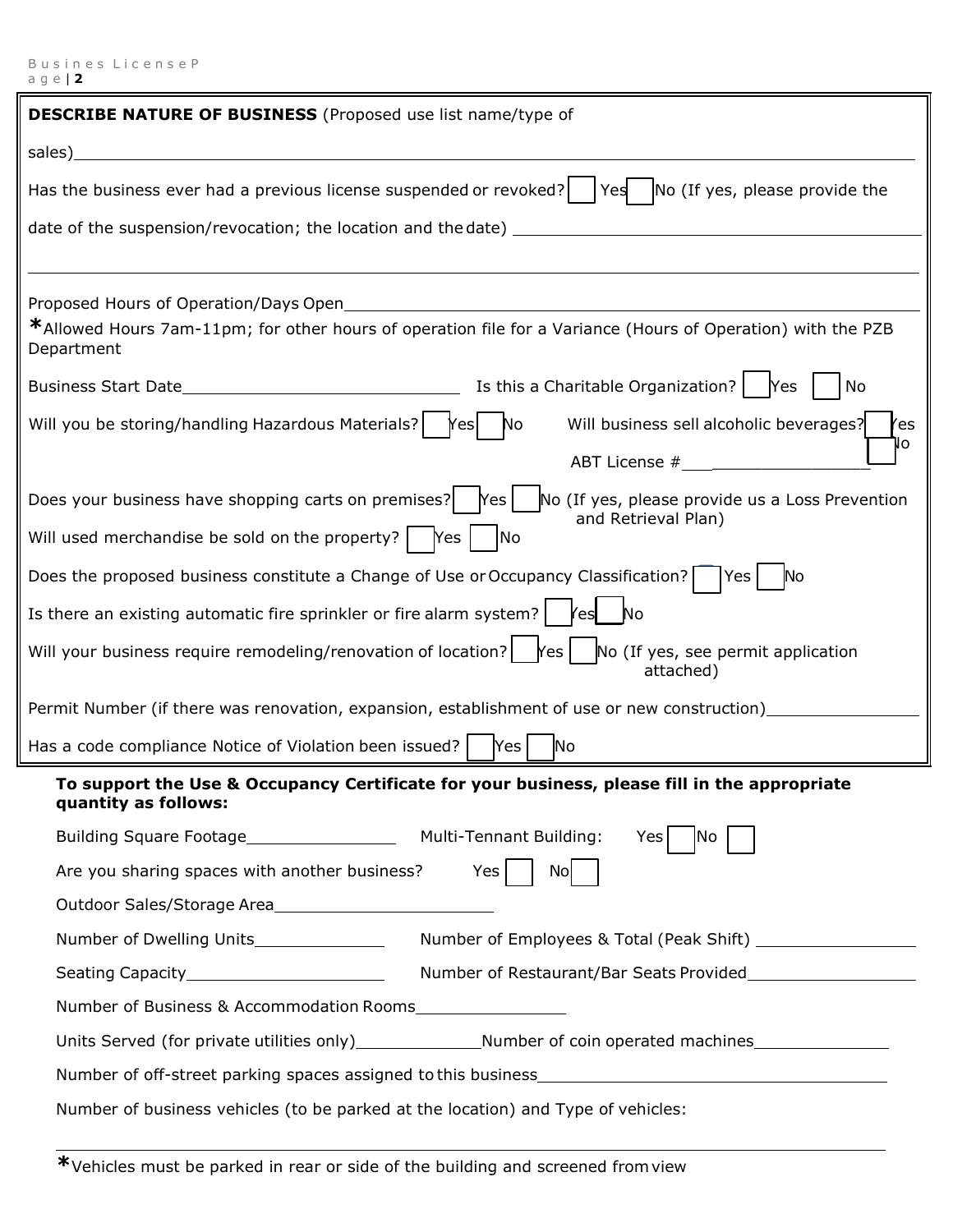**DESCRIBE NATURE OF BUSINESS** (Proposed use list name/type of sales)\_\_\_\_\_\_\_\_\_\_\_\_\_\_\_\_\_\_\_\_\_\_\_\_\_\_\_\_\_\_\_\_\_\_\_\_\_\_\_\_

Has the business ever had a previous license suspended or revoked? ☐ Yes ☐ No (If yes, please provide the date of the suspension/revocation; the location and the date) \_\_\_\_\_\_\_\_\_\_\_\_\_\_\_\_\_\_\_\_\_\_\_\_\_\_\_\_\_\_\_\_\_\_\_\_\_\_\_\_

\_\_\_\_\_\_\_\_\_\_\_\_\_\_\_\_\_\_\_\_\_\_\_\_\_\_\_\_\_\_\_\_\_\_\_\_\_\_\_\_\_\_\_\_\_\_\_\_\_\_\_\_\_\_\_\_\_\_\_\_\_\_\_\_\_\_\_\_\_\_\_\_\_\_\_\_\_\_

Proposed Hours of Operation/Days Open\_\_\_\_\_\_\_\_\_\_\_\_\_\_\_\_\_\_\_\_\_\_\_\_\_\_\_\_\_\_\_\_\_\_\_\_\_\_\_\_

*Allowed Hours 7am-11pm; for other hours of operation file for a Variance (Hours of Operation) with the PZB Department

Business Start Date\_\_\_\_\_\_\_\_\_\_\_\_\_\_\_\_\_\_\_\_\_\_\_\_\_\_\_\_ Is this a Charitable Organization? ☐ Yes ☐ No

Will you be storing/handling Hazardous Materials? ☐ Yes ☐ No

Will business sell alcoholic beverages? ☐ Yes ☐ No

ABT License #\_\_\_\_\_\_\_\_\_\_\_\_\_\_\_\_\_\_\_\_

Does your business have shopping carts on premises? ☐ Yes ☐ No (If yes, please provide us a Loss Prevention and Retrieval Plan)

Will used merchandise be sold on the property? ☐ Yes ☐ No

Does the proposed business constitute a Change of Use or Occupancy Classification? ☐ Yes ☐ No

Is there an existing automatic fire sprinkler or fire alarm system? ☐ Yes ☐ No

Will your business require remodeling/renovation of location? ☐ Yes ☐ No (If yes, see permit application attached)

Permit Number (if there was renovation, expansion, establishment of use or new construction)\_\_\_\_\_\_\_\_\_\_\_\_\_\_\_\_

Has a code compliance Notice of Violation been issued? ☐ Yes ☐ No

**To support the Use & Occupancy Certificate for your business, please fill in the appropriate quantity as follows:**

Building Square Footage\_\_\_\_\_\_\_\_\_\_\_\_\_\_\_\_ Multi-Tennant Building: Yes ☐ No ☐

Are you sharing spaces with another business? Yes ☐ No ☐

Outdoor Sales/Storage Area\_\_\_\_\_\_\_\_\_\_\_\_\_\_\_\_\_\_\_\_\_\_\_\_

Number of Dwelling Units\_\_\_\_\_\_\_\_\_\_\_\_\_\_ Number of Employees & Total (Peak Shift) \_\_\_\_\_\_\_\_\_\_\_\_\_\_\_\_\_\_

Seating Capacity\_\_\_\_\_\_\_\_\_\_\_\_\_\_\_\_\_\_\_\_\_\_ Number of Restaurant/Bar Seats Provided\_\_\_\_\_\_\_\_\_\_\_\_\_\_\_\_\_\_

Number of Business & Accommodation Rooms\_\_\_\_\_\_\_\_\_\_\_\_\_\_\_\_

Units Served (for private utilities only)\_\_\_\_\_\_\_\_\_\_\_\_\_\_Number of coin operated machines\_\_\_\_\_\_\_\_\_\_\_\_\_\_\_

Number of off-street parking spaces assigned to this business\_\_\_\_\_\_\_\_\_\_\_\_\_\_\_\_\_\_\_\_\_\_\_\_\_\_\_\_\_\_\_\_\_\_\_\_\_\_

Number of business vehicles (to be parked at the location) and Type of vehicles:

\_\_\_\_\_\_\_\_\_\_\_\_\_\_\_\_\_\_\_\_\_\_\_\_\_\_\_\_\_\_\_\_\_\_\_\_\_\_\_\_\_\_\_\_\_\_\_\_\_\_\_\_\_\_\_\_\_\_\_\_\_\_\_\_\_\_\_\_\_\_\_\_\_\_\_\_\_\_

*Vehicles must be parked in rear or side of the building and screened from view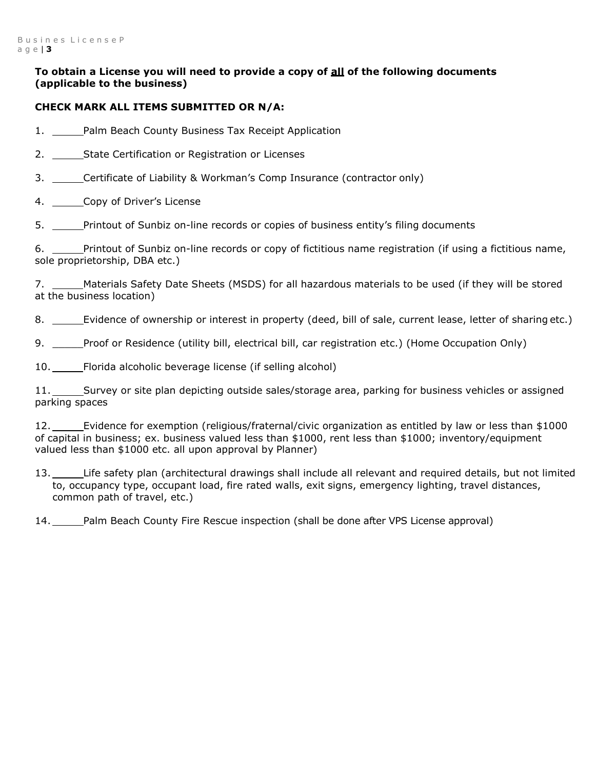**To obtain a License you will need to provide a copy of <u>all</u> of the following documents (applicable to the business)**

**CHECK MARK ALL ITEMS SUBMITTED OR N/A:**

1. _____ Palm Beach County Business Tax Receipt Application

2. _____ State Certification or Registration or Licenses

3. _____ Certificate of Liability & Workman's Comp Insurance (contractor only)

4. _____ Copy of Driver's License

5. _____ Printout of Sunbiz on-line records or copies of business entity's filing documents

6. _____ Printout of Sunbiz on-line records or copy of fictitious name registration (if using a fictitious name, sole proprietorship, DBA etc.)

7. _____ Materials Safety Date Sheets (MSDS) for all hazardous materials to be used (if they will be stored at the business location)

8. _____ Evidence of ownership or interest in property (deed, bill of sale, current lease, letter of sharing etc.)

9. _____ Proof or Residence (utility bill, electrical bill, car registration etc.) (Home Occupation Only)

10. _____ Florida alcoholic beverage license (if selling alcohol)

11. _____ Survey or site plan depicting outside sales/storage area, parking for business vehicles or assigned parking spaces

12. _____ Evidence for exemption (religious/fraternal/civic organization as entitled by law or less than $1000 of capital in business; ex. business valued less than $1000, rent less than $1000; inventory/equipment valued less than $1000 etc. all upon approval by Planner)

13. _____ Life safety plan (architectural drawings shall include all relevant and required details, but not limited to, occupancy type, occupant load, fire rated walls, exit signs, emergency lighting, travel distances, common path of travel, etc.)

14. _____ Palm Beach County Fire Rescue inspection (shall be done after VPS License approval)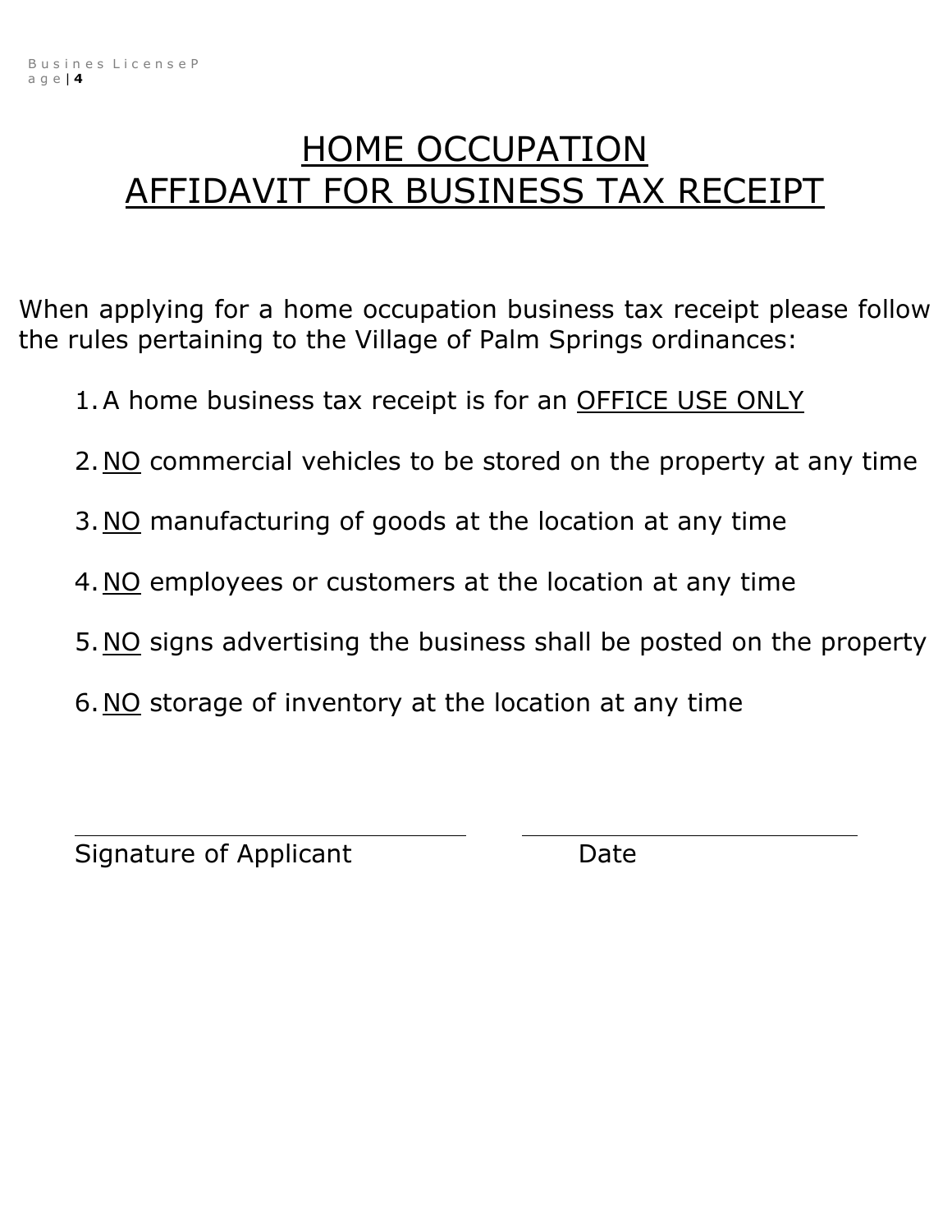# HOME OCCUPATION
# AFFIDAVIT FOR BUSINESS TAX RECEIPT

When applying for a home occupation business tax receipt please follow the rules pertaining to the Village of Palm Springs ordinances:

1. A home business tax receipt is for an <u>OFFICE USE ONLY</u>
2. <u>NO</u> commercial vehicles to be stored on the property at any time
3. <u>NO</u> manufacturing of goods at the location at any time
4. <u>NO</u> employees or customers at the location at any time
5. <u>NO</u> signs advertising the business shall be posted on the property
6. <u>NO</u> storage of inventory at the location at any time

\_\_\_\_\_\_\_\_\_\_\_\_\_\_\_\_\_\_\_\_\_\_\_\_\_\_\_\_\_\_ \_\_\_\_\_\_\_\_\_\_\_\_\_\_\_\_\_\_\_\_\_\_\_\_\_\_

Signature of Applicant Date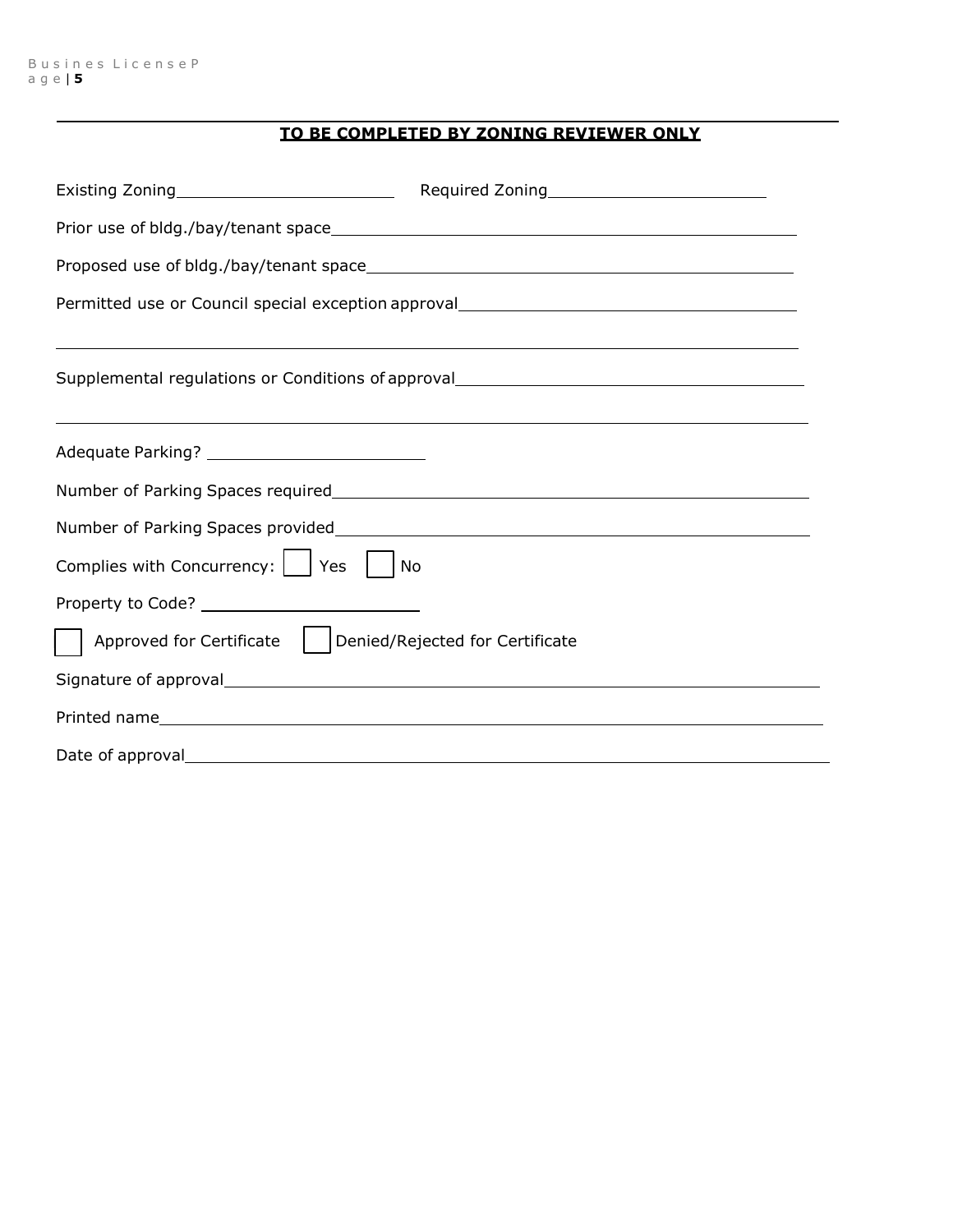**TO BE COMPLETED BY ZONING REVIEWER ONLY**

Existing Zoning\_\_\_\_\_\_\_\_\_\_\_\_\_\_\_\_\_\_\_\_\_\_ Required Zoning\_\_\_\_\_\_\_\_\_\_\_\_\_\_\_\_\_\_\_\_\_\_

Prior use of bldg./bay/tenant space\_\_\_\_\_\_\_\_\_\_\_\_\_\_\_\_\_\_\_\_\_\_\_\_\_\_\_\_\_\_\_\_\_\_\_\_\_\_\_\_\_\_\_\_

Proposed use of bldg./bay/tenant space\_\_\_\_\_\_\_\_\_\_\_\_\_\_\_\_\_\_\_\_\_\_\_\_\_\_\_\_\_\_\_\_\_\_\_\_\_\_\_\_\_

Permitted use or Council special exception approval\_\_\_\_\_\_\_\_\_\_\_\_\_\_\_\_\_\_\_\_\_\_\_\_\_\_\_\_\_\_\_

\_\_\_\_\_\_\_\_\_\_\_\_\_\_\_\_\_\_\_\_\_\_\_\_\_\_\_\_\_\_\_\_\_\_\_\_\_\_\_\_\_\_\_\_\_\_\_\_\_\_\_\_\_\_\_\_\_\_\_\_\_\_\_\_\_\_\_\_\_\_\_\_\_\_\_\_

Supplemental regulations or Conditions of approval\_\_\_\_\_\_\_\_\_\_\_\_\_\_\_\_\_\_\_\_\_\_\_\_\_\_\_\_\_\_\_\_

\_\_\_\_\_\_\_\_\_\_\_\_\_\_\_\_\_\_\_\_\_\_\_\_\_\_\_\_\_\_\_\_\_\_\_\_\_\_\_\_\_\_\_\_\_\_\_\_\_\_\_\_\_\_\_\_\_\_\_\_\_\_\_\_\_\_\_\_\_\_\_\_\_\_\_\_

Adequate Parking? \_\_\_\_\_\_\_\_\_\_\_\_\_\_\_\_\_\_\_\_\_\_

Number of Parking Spaces required\_\_\_\_\_\_\_\_\_\_\_\_\_\_\_\_\_\_\_\_\_\_\_\_\_\_\_\_\_\_\_\_\_\_\_\_\_\_\_\_\_\_\_\_\_\_\_

Number of Parking Spaces provided\_\_\_\_\_\_\_\_\_\_\_\_\_\_\_\_\_\_\_\_\_\_\_\_\_\_\_\_\_\_\_\_\_\_\_\_\_\_\_\_\_\_\_\_\_\_

Complies with Concurrency: ☐ Yes ☐ No

Property to Code? \_\_\_\_\_\_\_\_\_\_\_\_\_\_\_\_\_\_\_\_\_\_

☐ Approved for Certificate ☐ Denied/Rejected for Certificate

Signature of approval\_\_\_\_\_\_\_\_\_\_\_\_\_\_\_\_\_\_\_\_\_\_\_\_\_\_\_\_\_\_\_\_\_\_\_\_\_\_\_\_\_\_\_\_\_\_\_\_\_\_\_\_\_\_\_\_\_\_\_

Printed name\_\_\_\_\_\_\_\_\_\_\_\_\_\_\_\_\_\_\_\_\_\_\_\_\_\_\_\_\_\_\_\_\_\_\_\_\_\_\_\_\_\_\_\_\_\_\_\_\_\_\_\_\_\_\_\_\_\_\_\_\_\_\_\_\_\_

Date of approval\_\_\_\_\_\_\_\_\_\_\_\_\_\_\_\_\_\_\_\_\_\_\_\_\_\_\_\_\_\_\_\_\_\_\_\_\_\_\_\_\_\_\_\_\_\_\_\_\_\_\_\_\_\_\_\_\_\_\_\_\_\_\_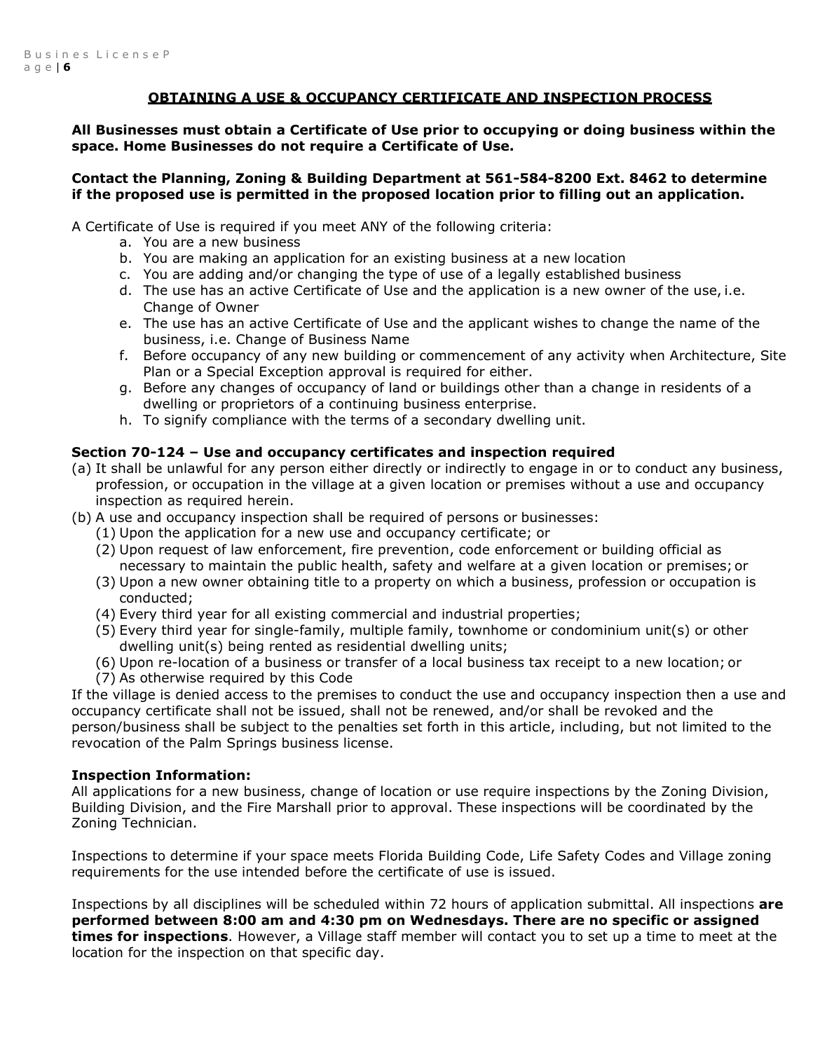## OBTAINING A USE & OCCUPANCY CERTIFICATE AND INSPECTION PROCESS

**All Businesses must obtain a Certificate of Use prior to occupying or doing business within the space. Home Businesses do not require a Certificate of Use.**

**Contact the Planning, Zoning & Building Department at 561-584-8200 Ext. 8462 to determine if the proposed use is permitted in the proposed location prior to filling out an application.**

A Certificate of Use is required if you meet ANY of the following criteria:

a. You are a new business
b. You are making an application for an existing business at a new location
c. You are adding and/or changing the type of use of a legally established business
d. The use has an active Certificate of Use and the application is a new owner of the use, i.e. Change of Owner
e. The use has an active Certificate of Use and the applicant wishes to change the name of the business, i.e. Change of Business Name
f. Before occupancy of any new building or commencement of any activity when Architecture, Site Plan or a Special Exception approval is required for either.
g. Before any changes of occupancy of land or buildings other than a change in residents of a dwelling or proprietors of a continuing business enterprise.
h. To signify compliance with the terms of a secondary dwelling unit.

### Section 70-124 – Use and occupancy certificates and inspection required

(a) It shall be unlawful for any person either directly or indirectly to engage in or to conduct any business, profession, or occupation in the village at a given location or premises without a use and occupancy inspection as required herein.

(b) A use and occupancy inspection shall be required of persons or businesses:
  (1) Upon the application for a new use and occupancy certificate; or
  (2) Upon request of law enforcement, fire prevention, code enforcement or building official as necessary to maintain the public health, safety and welfare at a given location or premises; or
  (3) Upon a new owner obtaining title to a property on which a business, profession or occupation is conducted;
  (4) Every third year for all existing commercial and industrial properties;
  (5) Every third year for single-family, multiple family, townhome or condominium unit(s) or other dwelling unit(s) being rented as residential dwelling units;
  (6) Upon re-location of a business or transfer of a local business tax receipt to a new location; or
  (7) As otherwise required by this Code

If the village is denied access to the premises to conduct the use and occupancy inspection then a use and occupancy certificate shall not be issued, shall not be renewed, and/or shall be revoked and the person/business shall be subject to the penalties set forth in this article, including, but not limited to the revocation of the Palm Springs business license.

### Inspection Information:

All applications for a new business, change of location or use require inspections by the Zoning Division, Building Division, and the Fire Marshall prior to approval. These inspections will be coordinated by the Zoning Technician.

Inspections to determine if your space meets Florida Building Code, Life Safety Codes and Village zoning requirements for the use intended before the certificate of use is issued.

Inspections by all disciplines will be scheduled within 72 hours of application submittal. All inspections **are performed between 8:00 am and 4:30 pm on Wednesdays. There are no specific or assigned times for inspections**. However, a Village staff member will contact you to set up a time to meet at the location for the inspection on that specific day.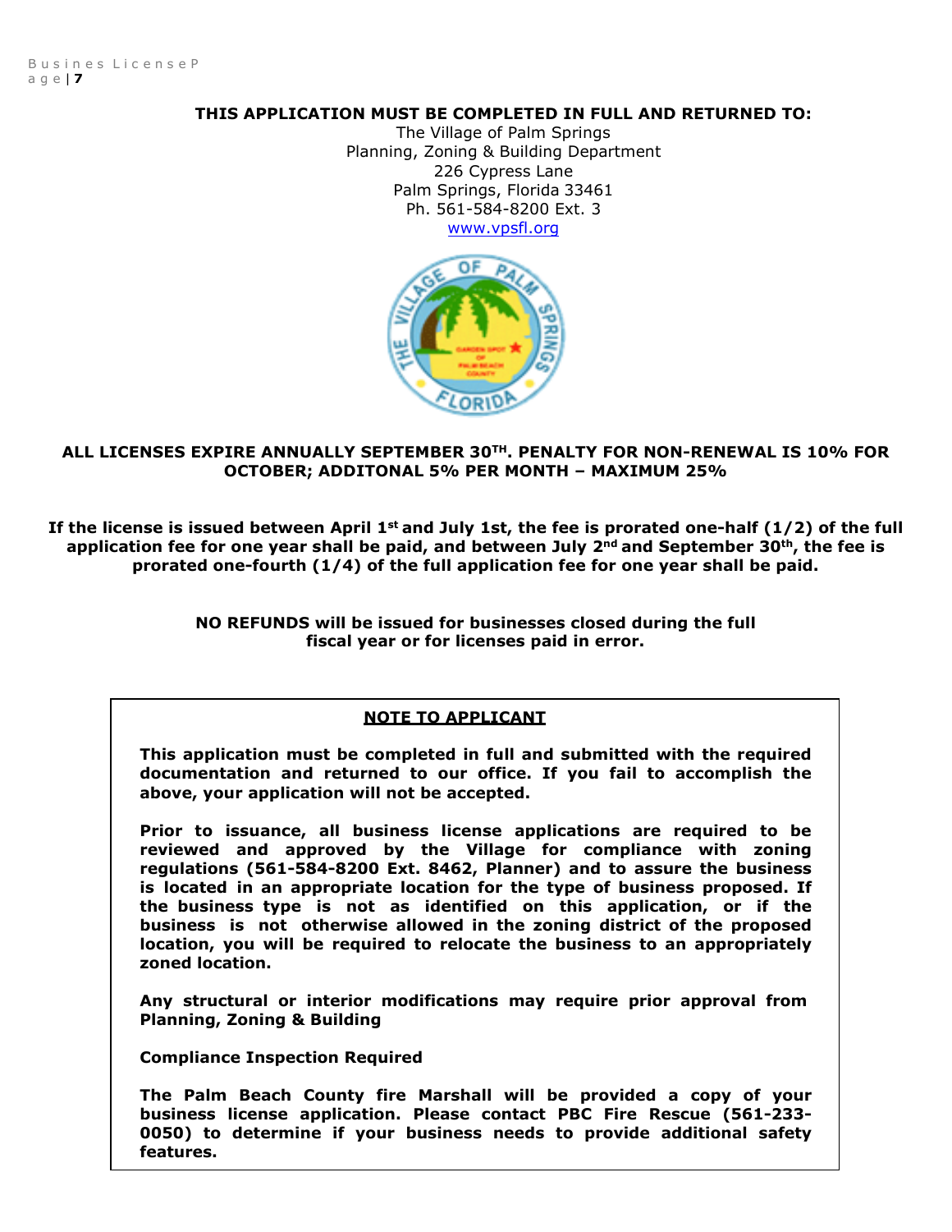**THIS APPLICATION MUST BE COMPLETED IN FULL AND RETURNED TO:**

The Village of Palm Springs
Planning, Zoning & Building Department
226 Cypress Lane
Palm Springs, Florida 33461
Ph. 561-584-8200 Ext. 3
www.vpsfl.org

**ALL LICENSES EXPIRE ANNUALLY SEPTEMBER 30TH. PENALTY FOR NON-RENEWAL IS 10% FOR OCTOBER; ADDITONAL 5% PER MONTH – MAXIMUM 25%**

**If the license is issued between April 1st and July 1st, the fee is prorated one-half (1/2) of the full application fee for one year shall be paid, and between July 2nd and September 30th, the fee is prorated one-fourth (1/4) of the full application fee for one year shall be paid.**

**NO REFUNDS will be issued for businesses closed during the full fiscal year or for licenses paid in error.**

**NOTE TO APPLICANT**

**This application must be completed in full and submitted with the required documentation and returned to our office. If you fail to accomplish the above, your application will not be accepted.**

**Prior to issuance, all business license applications are required to be reviewed and approved by the Village for compliance with zoning regulations (561-584-8200 Ext. 8462, Planner) and to assure the business is located in an appropriate location for the type of business proposed. If the business type is not as identified on this application, or if the business is not otherwise allowed in the zoning district of the proposed location, you will be required to relocate the business to an appropriately zoned location.**

**Any structural or interior modifications may require prior approval from Planning, Zoning & Building**

**Compliance Inspection Required**

**The Palm Beach County fire Marshall will be provided a copy of your business license application. Please contact PBC Fire Rescue (561-233-0050) to determine if your business needs to provide additional safety features.**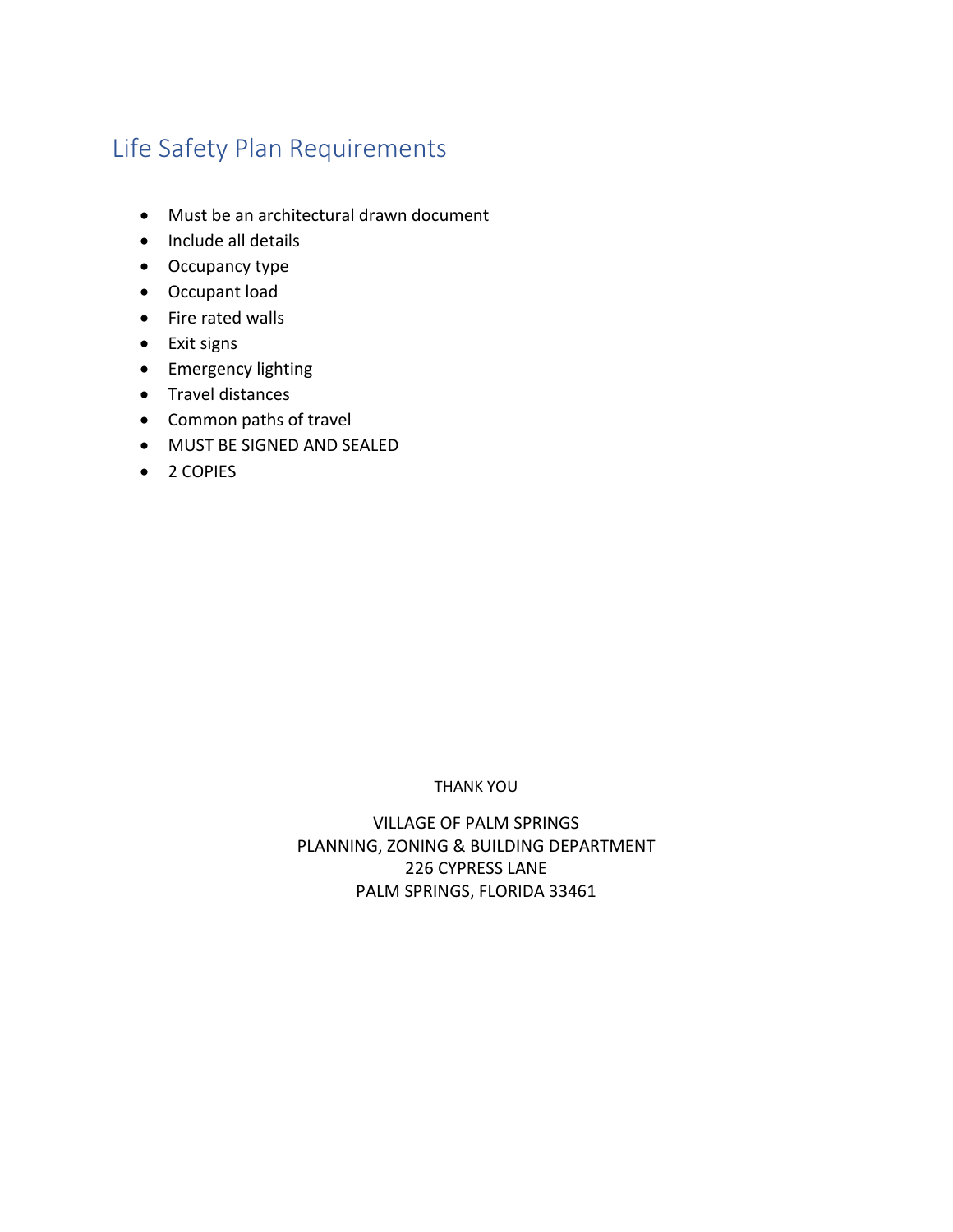# Life Safety Plan Requirements

- Must be an architectural drawn document
- Include all details
- Occupancy type
- Occupant load
- Fire rated walls
- Exit signs
- Emergency lighting
- Travel distances
- Common paths of travel
- MUST BE SIGNED AND SEALED
- 2 COPIES

THANK YOU

VILLAGE OF PALM SPRINGS
PLANNING, ZONING & BUILDING DEPARTMENT
226 CYPRESS LANE
PALM SPRINGS, FLORIDA 33461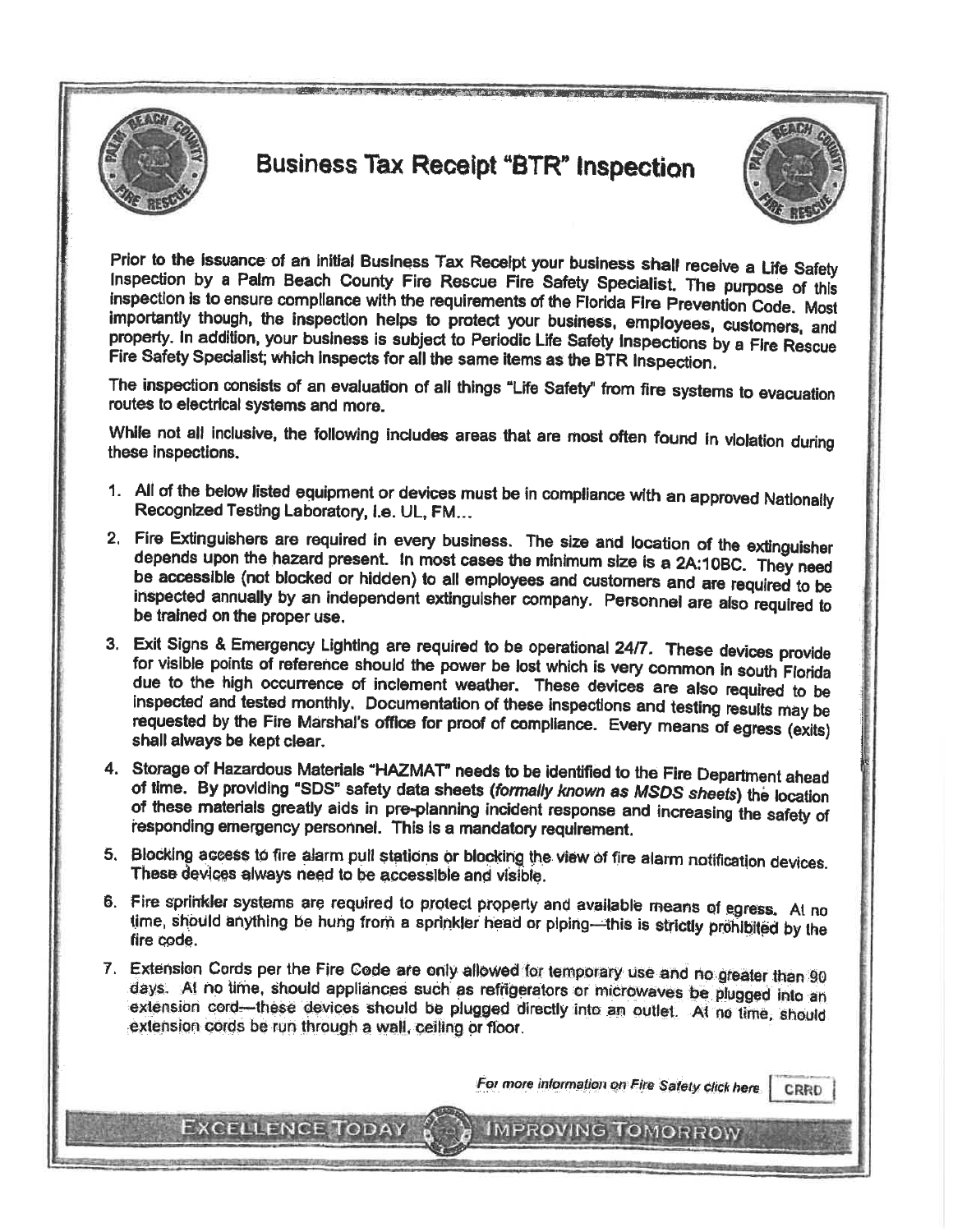# Business Tax Receipt "BTR" Inspection

Prior to the issuance of an initial Business Tax Receipt your business shall receive a Life Safety Inspection by a Palm Beach County Fire Rescue Fire Safety Specialist. The purpose of this inspection is to ensure compliance with the requirements of the Florida Fire Prevention Code. Most importantly though, the inspection helps to protect your business, employees, customers, and property. In addition, your business is subject to Periodic Life Safety Inspections by a Fire Rescue Fire Safety Specialist; which inspects for all the same items as the BTR Inspection.

The inspection consists of an evaluation of all things "Life Safety" from fire systems to evacuation routes to electrical systems and more.

While not all inclusive, the following includes areas that are most often found in violation during these inspections.

1. All of the below listed equipment or devices must be in compliance with an approved Nationally Recognized Testing Laboratory, i.e. UL, FM...
2. Fire Extinguishers are required in every business. The size and location of the extinguisher depends upon the hazard present. In most cases the minimum size is a 2A:10BC. They need be accessible (not blocked or hidden) to all employees and customers and are required to be inspected annually by an independent extinguisher company. Personnel are also required to be trained on the proper use.
3. Exit Signs & Emergency Lighting are required to be operational 24/7. These devices provide for visible points of reference should the power be lost which is very common in south Florida due to the high occurrence of inclement weather. These devices are also required to be inspected and tested monthly. Documentation of these inspections and testing results may be requested by the Fire Marshal's office for proof of compliance. Every means of egress (exits) shall always be kept clear.
4. Storage of Hazardous Materials "HAZMAT" needs to be identified to the Fire Department ahead of time. By providing "SDS" safety data sheets (*formally known as MSDS sheets*) the location of these materials greatly aids in pre-planning incident response and increasing the safety of responding emergency personnel. This is a mandatory requirement.
5. Blocking access to fire alarm pull stations or blocking the view of fire alarm notification devices. These devices always need to be accessible and visible.
6. Fire sprinkler systems are required to protect property and available means of egress. At no time, should anything be hung from a sprinkler head or piping—this is strictly prohibited by the fire code.
7. Extension Cords per the Fire Code are only allowed for temporary use and no greater than 90 days. At no time, should appliances such as refrigerators or microwaves be plugged into an extension cord—these devices should be plugged directly into an outlet. At no time, should extension cords be run through a wall, ceiling or floor.

*For more information on Fire Safety click here* CRRD

EXCELLENCE TODAY IMPROVING TOMORROW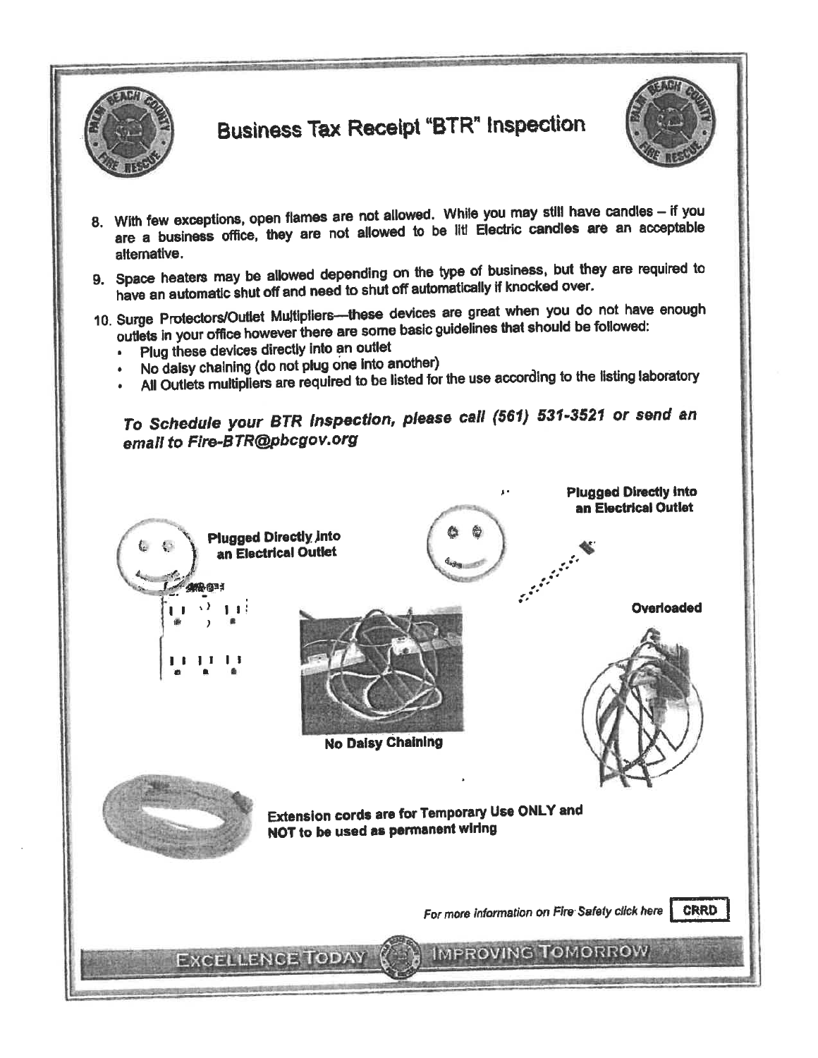# Business Tax Receipt "BTR" Inspection

8. With few exceptions, open flames are not allowed. While you may still have candles – if you are a business office, they are not allowed to be lit! Electric candles are an acceptable alternative.
9. Space heaters may be allowed depending on the type of business, but they are required to have an automatic shut off and need to shut off automatically if knocked over.
10. Surge Protectors/Outlet Multipliers—these devices are great when you do not have enough outlets in your office however there are some basic guidelines that should be followed:
    - Plug these devices directly into an outlet
    - No daisy chaining (do not plug one into another)
    - All Outlets multipliers are required to be listed for the use according to the listing laboratory

***To Schedule your BTR Inspection, please call (561) 531-3521 or send an email to Fire-BTR@pbcgov.org***

**Plugged Directly into an Electrical Outlet**

**Plugged Directly into an Electrical Outlet**

**Overloaded**

**No Daisy Chaining**

**Extension cords are for Temporary Use ONLY and NOT to be used as permanent wiring**

*For more information on Fire Safety click here* CRRD

EXCELLENCE TODAY IMPROVING TOMORROW